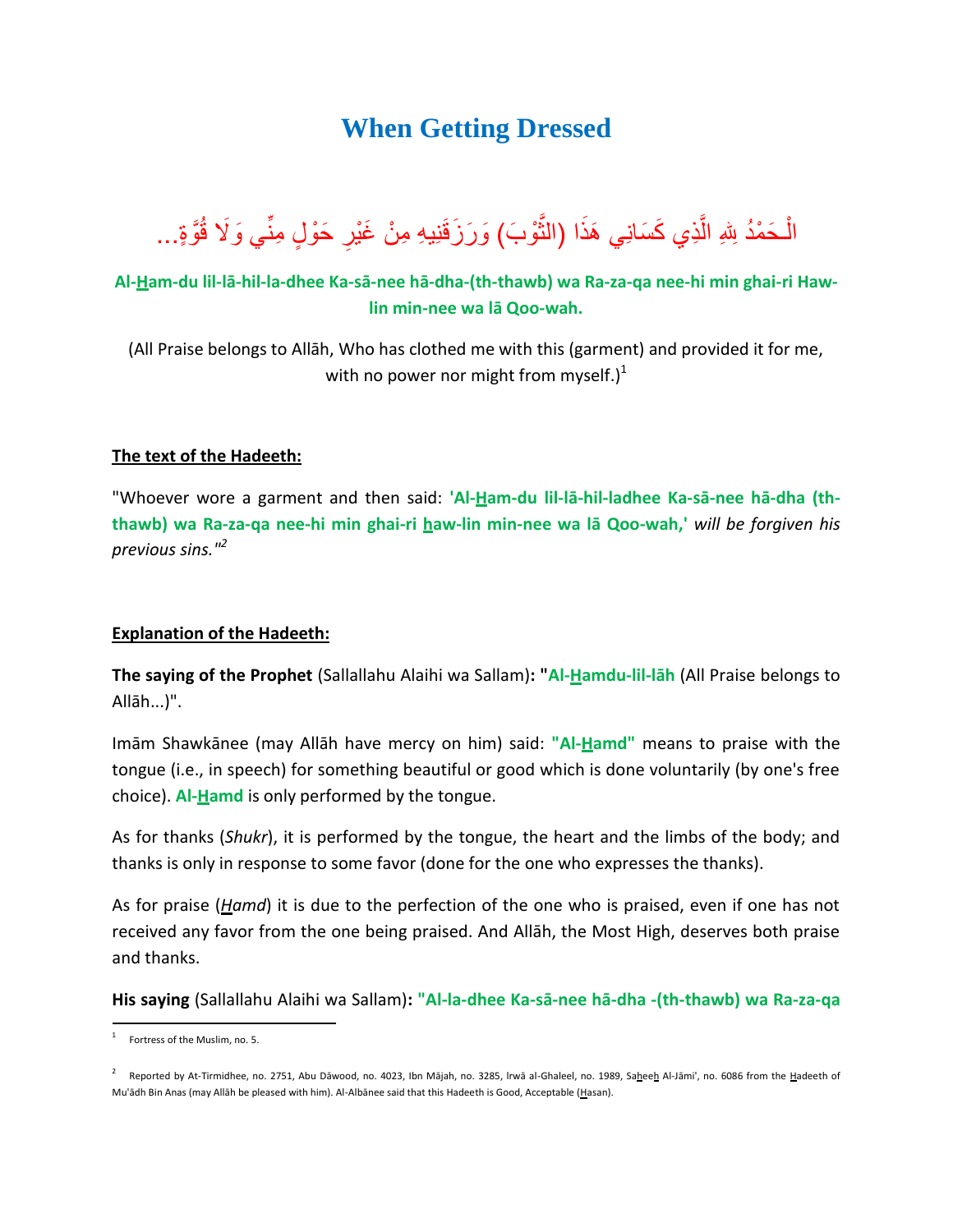# When Getting Dressed

الْـحَمْدُ لِلهِ الَّذِي كَسَانِي هَذَا (الثَّوْبَ) وَرَزَقَنِيهِ مِنْ غَيْرِ حَوْلٍ مِنِّي وَلَا قُوَّةٍ...

**Al-Ham-du lil-lā-hil-la-dhee Ka-sā-nee hā-dha-(th-thawb) wa Ra-za-qa nee-hi min ghai-ri Haw-lin min-nee wa lā Qoo-wah.**

(All Praise belongs to Allāh, Who has clothed me with this (garment) and provided it for me, with no power nor might from myself.)[1]

**The text of the Hadeeth:**

"Whoever wore a garment and then said: **'Al-Ham-du lil-lā-hil-ladhee Ka-sā-nee hā-dha (th-thawb) wa Ra-za-qa nee-hi min ghai-ri haw-lin min-nee wa lā Qoo-wah,'** *will be forgiven his previous sins."*[2]

**Explanation of the Hadeeth:**

**The saying of the Prophet** (Sallallahu Alaihi wa Sallam)**: "Al-Hamdu-lil-lāh** (All Praise belongs to Allāh...)".

Imām Shawkānee (may Allāh have mercy on him) said: **"Al-Hamd"** means to praise with the tongue (i.e., in speech) for something beautiful or good which is done voluntarily (by one's free choice). **Al-Hamd** is only performed by the tongue.

As for thanks (*Shukr*), it is performed by the tongue, the heart and the limbs of the body; and thanks is only in response to some favor (done for the one who expresses the thanks).

As for praise (*Hamd*) it is due to the perfection of the one who is praised, even if one has not received any favor from the one being praised. And Allāh, the Most High, deserves both praise and thanks.

**His saying** (Sallallahu Alaihi wa Sallam)**: "Al-la-dhee Ka-sā-nee hā-dha -(th-thawb) wa Ra-za-qa**

---

[1] Fortress of the Muslim, no. 5.

[2] Reported by At-Tirmidhee, no. 2751, Abu Dāwood, no. 4023, Ibn Mājah, no. 3285, Irwā al-Ghaleel, no. 1989, Saheeh Al-Jāmi', no. 6086 from the Hadeeth of Mu'ādh Bin Anas (may Allāh be pleased with him). Al-Albānee said that this Hadeeth is Good, Acceptable (Hasan).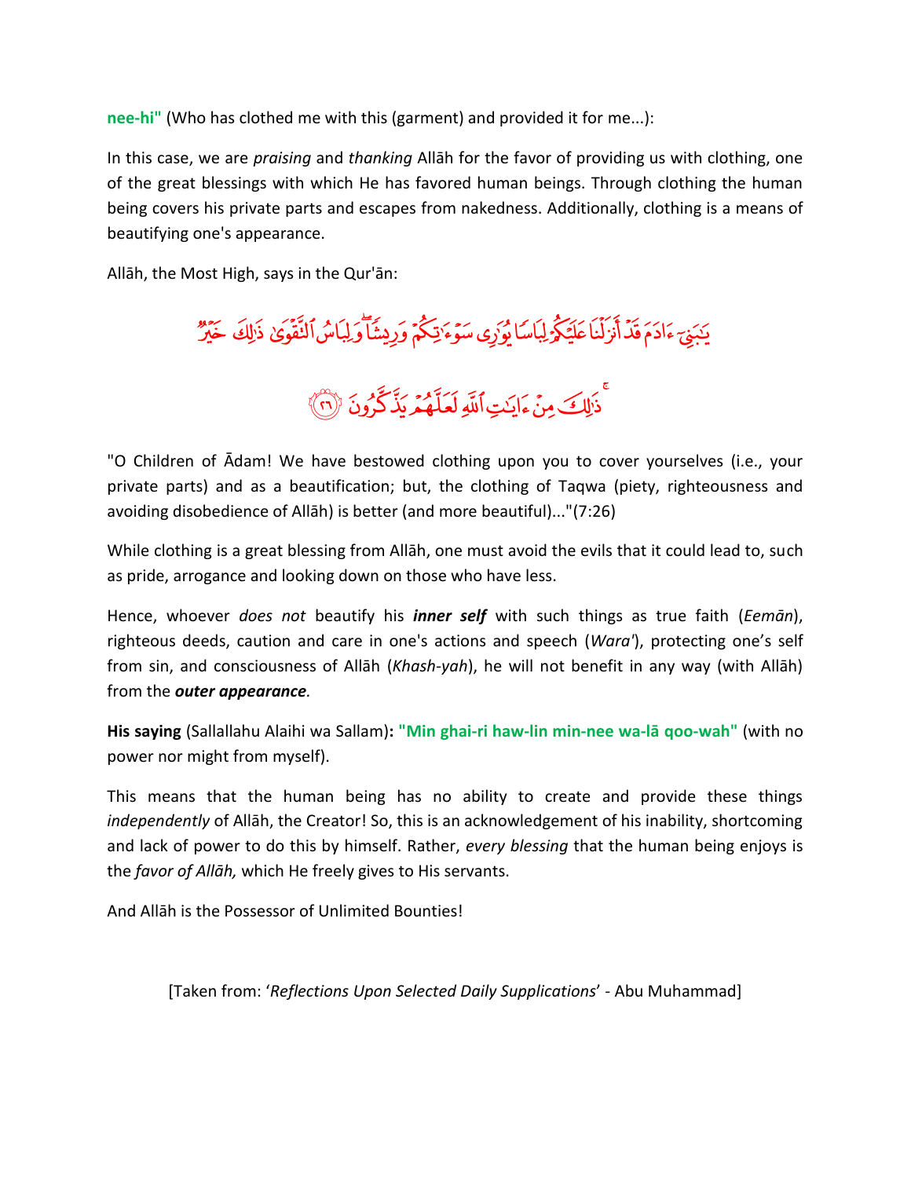**nee-hi"** (Who has clothed me with this (garment) and provided it for me...):

In this case, we are *praising* and *thanking* Allāh for the favor of providing us with clothing, one of the great blessings with which He has favored human beings. Through clothing the human being covers his private parts and escapes from nakedness. Additionally, clothing is a means of beautifying one's appearance.

Allāh, the Most High, says in the Qur'ān:

يَٰبَنِيٓ ءَادَمَ قَدۡ أَنزَلۡنَا عَلَيۡكُمۡ لِبَاسٗا يُوَٰرِي سَوۡءَٰتِكُمۡ وَرِيشٗاۖ وَلِبَاسُ ٱلتَّقۡوَىٰ ذَٰلِكَ خَيۡرٞۚ ذَٰلِكَ مِنۡ ءَايَٰتِ ٱللَّهِ لَعَلَّهُمۡ يَذَّكَّرُونَ ٢٦

"O Children of Ādam! We have bestowed clothing upon you to cover yourselves (i.e., your private parts) and as a beautification; but, the clothing of Taqwa (piety, righteousness and avoiding disobedience of Allāh) is better (and more beautiful)..."(7:26)

While clothing is a great blessing from Allāh, one must avoid the evils that it could lead to, such as pride, arrogance and looking down on those who have less.

Hence, whoever *does not* beautify his ***inner self*** with such things as true faith (*Eemān*), righteous deeds, caution and care in one's actions and speech (*Wara'*), protecting one's self from sin, and consciousness of Allāh (*Khash-yah*), he will not benefit in any way (with Allāh) from the ***outer appearance.***

**His saying** (Sallallahu Alaihi wa Sallam)**: "Min ghai-ri haw-lin min-nee wa-lā qoo-wah"** (with no power nor might from myself).

This means that the human being has no ability to create and provide these things *independently* of Allāh, the Creator! So, this is an acknowledgement of his inability, shortcoming and lack of power to do this by himself. Rather, *every blessing* that the human being enjoys is the *favor of Allāh,* which He freely gives to His servants.

And Allāh is the Possessor of Unlimited Bounties!

[Taken from: '*Reflections Upon Selected Daily Supplications*' - Abu Muhammad]